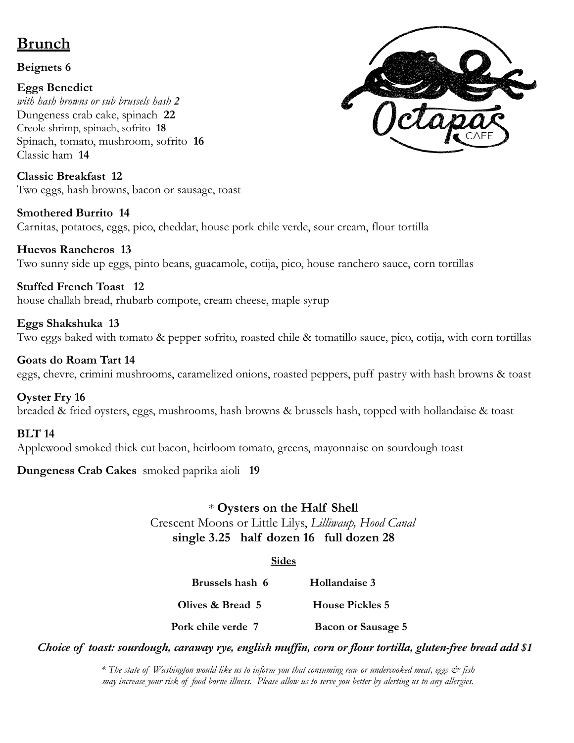# Brunch

**Beignets 6**

**Eggs Benedict**
*with hash browns or sub brussels hash* ***2***
Dungeness crab cake, spinach **22**
Creole shrimp, spinach, sofrito **18**
Spinach, tomato, mushroom, sofrito **16**
Classic ham **14**

Octapas CAFE

**Classic Breakfast 12**
Two eggs, hash browns, bacon or sausage, toast

**Smothered Burrito 14**
Carnitas, potatoes, eggs, pico, cheddar, house pork chile verde, sour cream, flour tortilla

**Huevos Rancheros 13**
Two sunny side up eggs, pinto beans, guacamole, cotija, pico, house ranchero sauce, corn tortillas

**Stuffed French Toast 12**
house challah bread, rhubarb compote, cream cheese, maple syrup

**Eggs Shakshuka 13**
Two eggs baked with tomato & pepper sofrito, roasted chile & tomatillo sauce, pico, cotija, with corn tortillas

**Goats do Roam Tart 14**
eggs, chevre, crimini mushrooms, caramelized onions, roasted peppers, puff pastry with hash browns & toast

**Oyster Fry 16**
breaded & fried oysters, eggs, mushrooms, hash browns & brussels hash, topped with hollandaise & toast

**BLT 14**
Applewood smoked thick cut bacon, heirloom tomato, greens, mayonnaise on sourdough toast

**Dungeness Crab Cakes** smoked paprika aioli **19**

\* **Oysters on the Half Shell**
Crescent Moons or Little Lilys, *Lilliwaup, Hood Canal*
**single 3.25 half dozen 16 full dozen 28**

**Sides**

| | |
|---|---|
| **Brussels hash 6** | **Hollandaise 3** |
| **Olives & Bread 5** | **House Pickles 5** |
| **Pork chile verde 7** | **Bacon or Sausage 5** |

***Choice of toast: sourdough, caraway rye, english muffin, corn or flour tortilla, gluten-free bread add $1***

*\* The state of Washington would like us to inform you that consuming raw or undercooked meat, eggs & fish may increase your risk of food borne illness. Please allow us to serve you better by alerting us to any allergies.*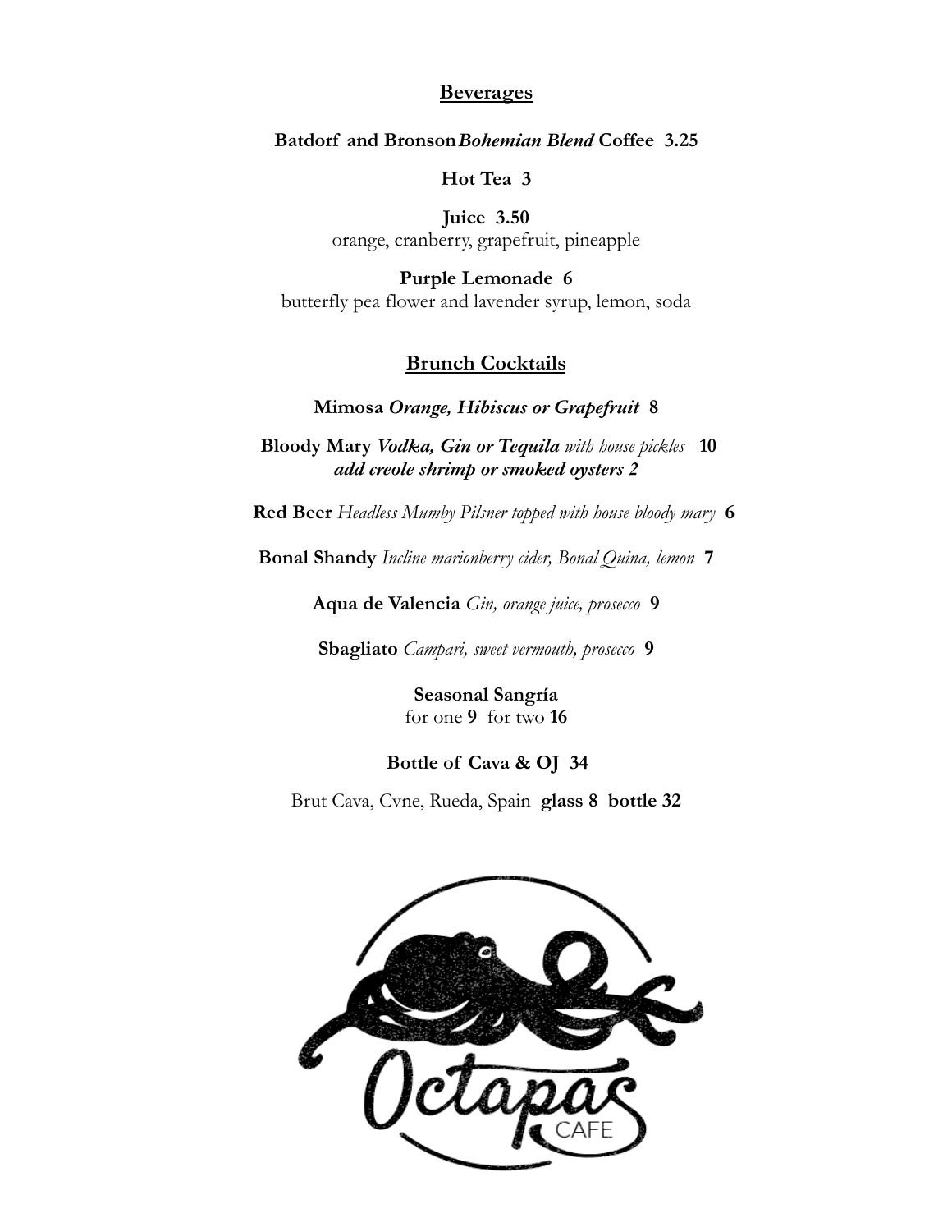## Beverages

**Batdorf and Bronson** ***Bohemian Blend*** **Coffee 3.25**

**Hot Tea 3**

**Juice 3.50**
orange, cranberry, grapefruit, pineapple

**Purple Lemonade 6**
butterfly pea flower and lavender syrup, lemon, soda

## Brunch Cocktails

**Mimosa** ***Orange, Hibiscus or Grapefruit*** **8**

**Bloody Mary** ***Vodka, Gin or Tequila*** *with house pickles* **10**
***add creole shrimp or smoked oysters 2***

**Red Beer** *Headless Mumby Pilsner topped with house bloody mary* **6**

**Bonal Shandy** *Incline marionberry cider, Bonal Quina, lemon* **7**

**Aqua de Valencia** *Gin, orange juice, prosecco* **9**

**Sbagliato** *Campari, sweet vermouth, prosecco* **9**

**Seasonal Sangría**
for one **9** for two **16**

**Bottle of Cava & OJ 34**

Brut Cava, Cvne, Rueda, Spain **glass 8 bottle 32**

Octapas
CAFE